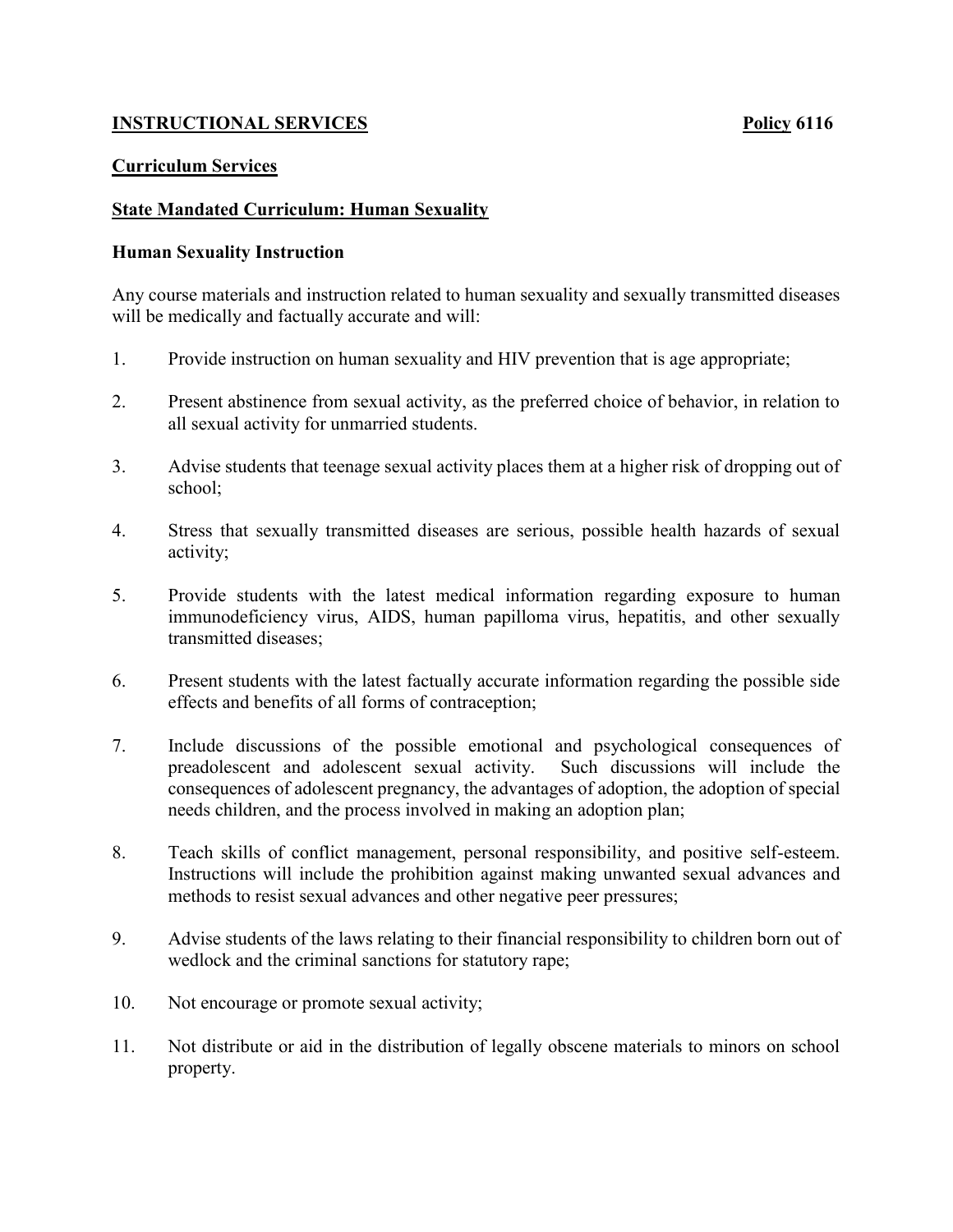**INSTRUCTIONAL SERVICES** **Policy 6116**

**Curriculum Services**

**State Mandated Curriculum: Human Sexuality**

**Human Sexuality Instruction**

Any course materials and instruction related to human sexuality and sexually transmitted diseases will be medically and factually accurate and will:

1. Provide instruction on human sexuality and HIV prevention that is age appropriate;
2. Present abstinence from sexual activity, as the preferred choice of behavior, in relation to all sexual activity for unmarried students.
3. Advise students that teenage sexual activity places them at a higher risk of dropping out of school;
4. Stress that sexually transmitted diseases are serious, possible health hazards of sexual activity;
5. Provide students with the latest medical information regarding exposure to human immunodeficiency virus, AIDS, human papilloma virus, hepatitis, and other sexually transmitted diseases;
6. Present students with the latest factually accurate information regarding the possible side effects and benefits of all forms of contraception;
7. Include discussions of the possible emotional and psychological consequences of preadolescent and adolescent sexual activity. Such discussions will include the consequences of adolescent pregnancy, the advantages of adoption, the adoption of special needs children, and the process involved in making an adoption plan;
8. Teach skills of conflict management, personal responsibility, and positive self-esteem. Instructions will include the prohibition against making unwanted sexual advances and methods to resist sexual advances and other negative peer pressures;
9. Advise students of the laws relating to their financial responsibility to children born out of wedlock and the criminal sanctions for statutory rape;
10. Not encourage or promote sexual activity;
11. Not distribute or aid in the distribution of legally obscene materials to minors on school property.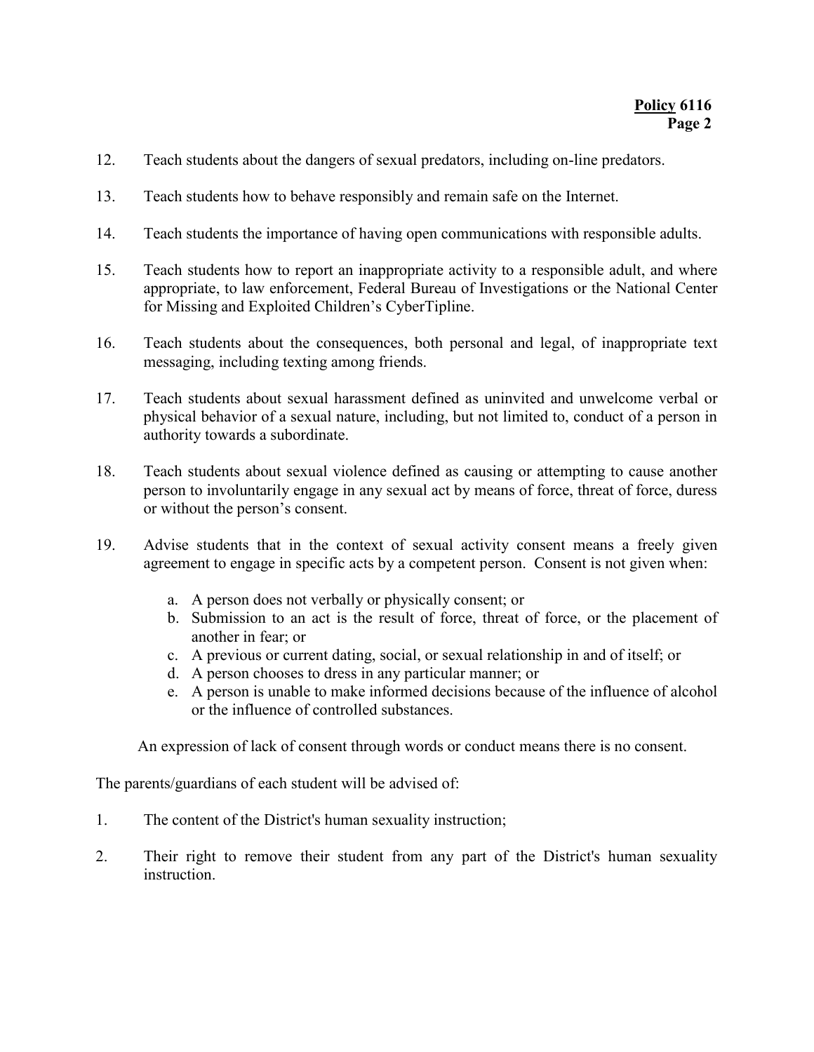12. Teach students about the dangers of sexual predators, including on-line predators.

13. Teach students how to behave responsibly and remain safe on the Internet.

14. Teach students the importance of having open communications with responsible adults.

15. Teach students how to report an inappropriate activity to a responsible adult, and where appropriate, to law enforcement, Federal Bureau of Investigations or the National Center for Missing and Exploited Children's CyberTipline.

16. Teach students about the consequences, both personal and legal, of inappropriate text messaging, including texting among friends.

17. Teach students about sexual harassment defined as uninvited and unwelcome verbal or physical behavior of a sexual nature, including, but not limited to, conduct of a person in authority towards a subordinate.

18. Teach students about sexual violence defined as causing or attempting to cause another person to involuntarily engage in any sexual act by means of force, threat of force, duress or without the person's consent.

19. Advise students that in the context of sexual activity consent means a freely given agreement to engage in specific acts by a competent person. Consent is not given when:

    a. A person does not verbally or physically consent; or
    b. Submission to an act is the result of force, threat of force, or the placement of another in fear; or
    c. A previous or current dating, social, or sexual relationship in and of itself; or
    d. A person chooses to dress in any particular manner; or
    e. A person is unable to make informed decisions because of the influence of alcohol or the influence of controlled substances.

    An expression of lack of consent through words or conduct means there is no consent.

The parents/guardians of each student will be advised of:

1. The content of the District's human sexuality instruction;

2. Their right to remove their student from any part of the District's human sexuality instruction.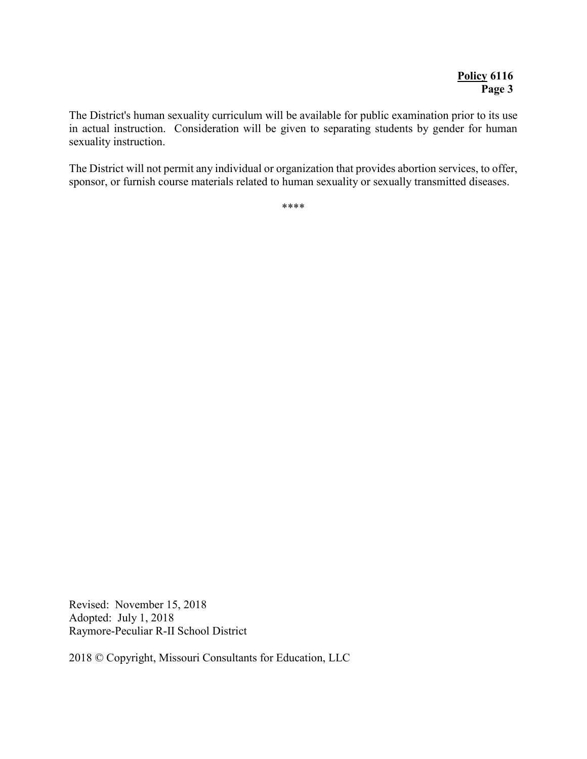The District's human sexuality curriculum will be available for public examination prior to its use in actual instruction. Consideration will be given to separating students by gender for human sexuality instruction.

The District will not permit any individual or organization that provides abortion services, to offer, sponsor, or furnish course materials related to human sexuality or sexually transmitted diseases.

****

Revised: November 15, 2018
Adopted: July 1, 2018
Raymore-Peculiar R-II School District

2018 © Copyright, Missouri Consultants for Education, LLC